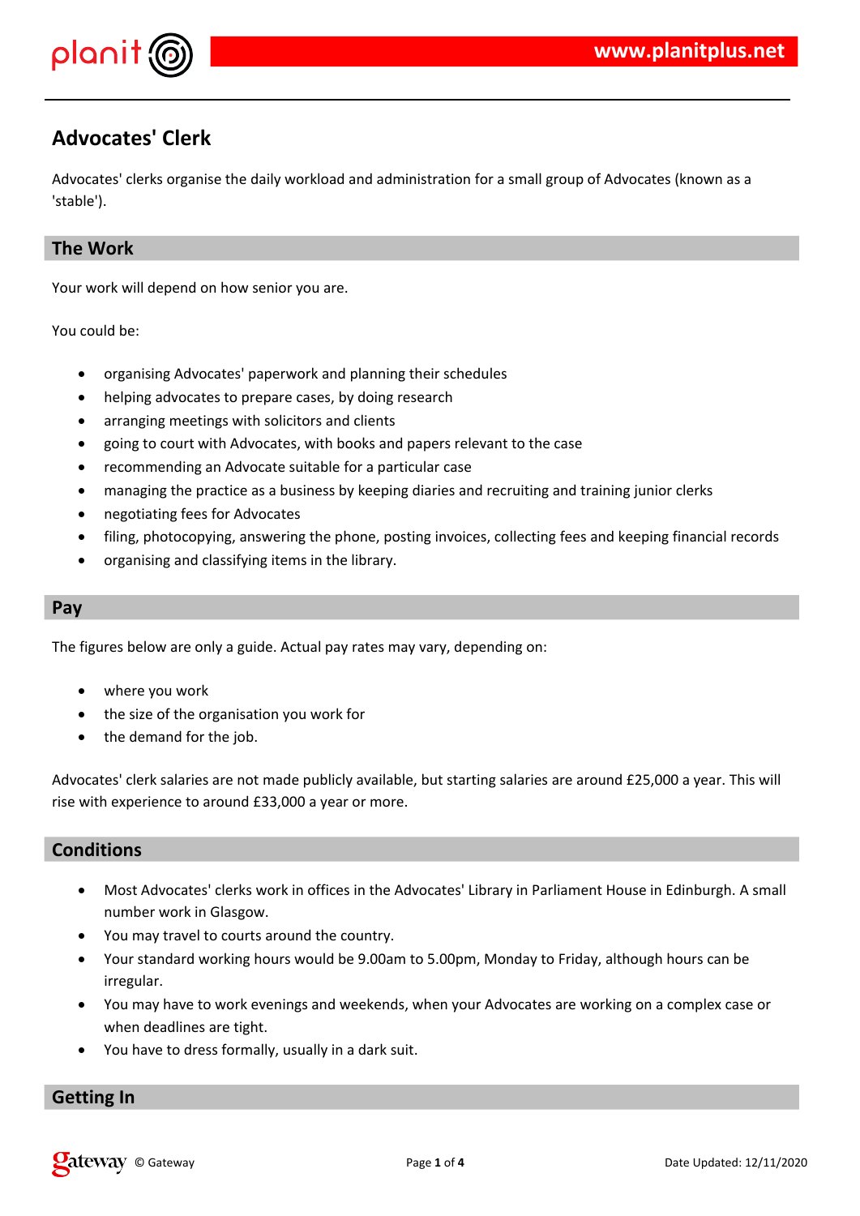# Advocates' Clerk

Advocates' clerks organise the daily workload and administration for a small group of Advocates (known as a 'stable').

## The Work

Your work will depend on how senior you are.

You could be:

- organising Advocates' paperwork and planning their schedules
- helping advocates to prepare cases, by doing research
- arranging meetings with solicitors and clients
- going to court with Advocates, with books and papers relevant to the case
- recommending an Advocate suitable for a particular case
- managing the practice as a business by keeping diaries and recruiting and training junior clerks
- negotiating fees for Advocates
- filing, photocopying, answering the phone, posting invoices, collecting fees and keeping financial records
- organising and classifying items in the library.

## Pay

The figures below are only a guide. Actual pay rates may vary, depending on:

- where you work
- the size of the organisation you work for
- the demand for the job.

Advocates' clerk salaries are not made publicly available, but starting salaries are around £25,000 a year. This will rise with experience to around £33,000 a year or more.

## Conditions

- Most Advocates' clerks work in offices in the Advocates' Library in Parliament House in Edinburgh. A small number work in Glasgow.
- You may travel to courts around the country.
- Your standard working hours would be 9.00am to 5.00pm, Monday to Friday, although hours can be irregular.
- You may have to work evenings and weekends, when your Advocates are working on a complex case or when deadlines are tight.
- You have to dress formally, usually in a dark suit.

## Getting In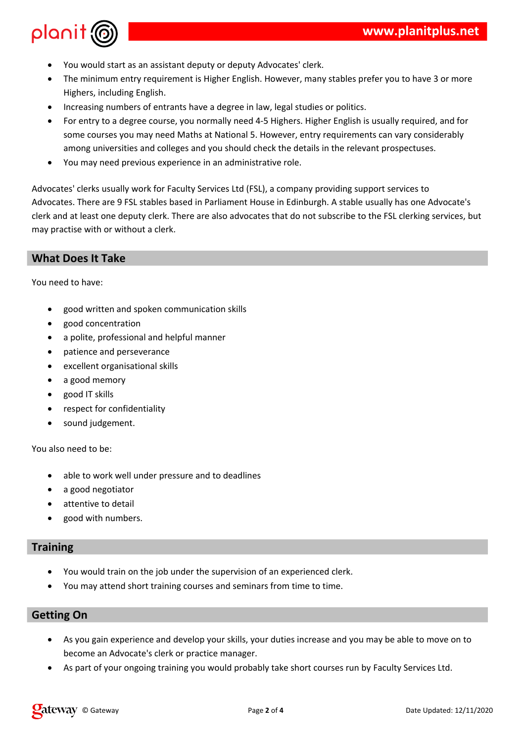- You would start as an assistant deputy or deputy Advocates' clerk.
- The minimum entry requirement is Higher English. However, many stables prefer you to have 3 or more Highers, including English.
- Increasing numbers of entrants have a degree in law, legal studies or politics.
- For entry to a degree course, you normally need 4-5 Highers. Higher English is usually required, and for some courses you may need Maths at National 5. However, entry requirements can vary considerably among universities and colleges and you should check the details in the relevant prospectuses.
- You may need previous experience in an administrative role.

Advocates' clerks usually work for Faculty Services Ltd (FSL), a company providing support services to Advocates. There are 9 FSL stables based in Parliament House in Edinburgh. A stable usually has one Advocate's clerk and at least one deputy clerk. There are also advocates that do not subscribe to the FSL clerking services, but may practise with or without a clerk.

## What Does It Take

You need to have:

- good written and spoken communication skills
- good concentration
- a polite, professional and helpful manner
- patience and perseverance
- excellent organisational skills
- a good memory
- good IT skills
- respect for confidentiality
- sound judgement.

You also need to be:

- able to work well under pressure and to deadlines
- a good negotiator
- attentive to detail
- good with numbers.

## Training

- You would train on the job under the supervision of an experienced clerk.
- You may attend short training courses and seminars from time to time.

## Getting On

- As you gain experience and develop your skills, your duties increase and you may be able to move on to become an Advocate's clerk or practice manager.
- As part of your ongoing training you would probably take short courses run by Faculty Services Ltd.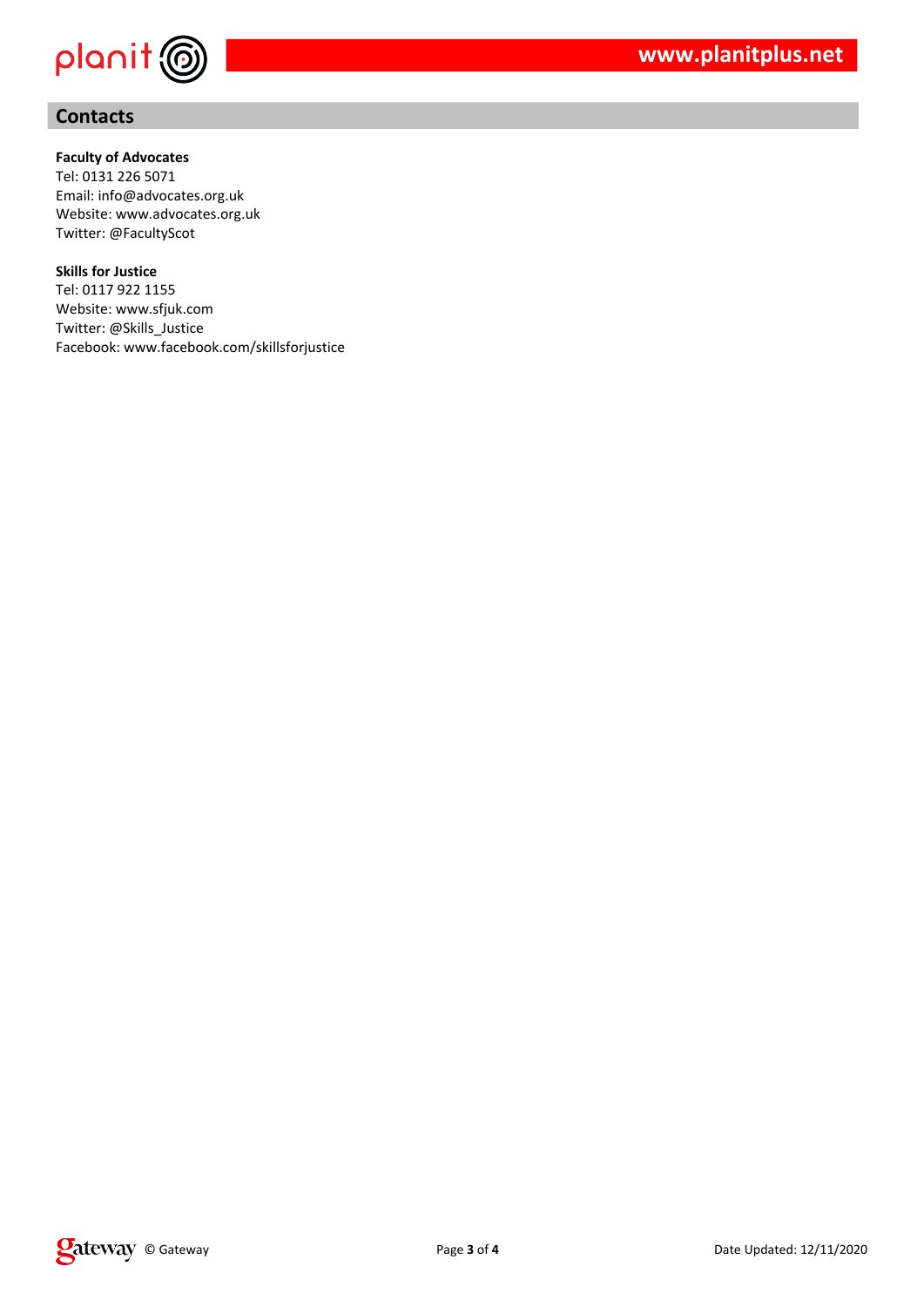## Contacts

**Faculty of Advocates**
Tel: 0131 226 5071
Email: info@advocates.org.uk
Website: www.advocates.org.uk
Twitter: @FacultyScot

**Skills for Justice**
Tel: 0117 922 1155
Website: www.sfjuk.com
Twitter: @Skills_Justice
Facebook: www.facebook.com/skillsforjustice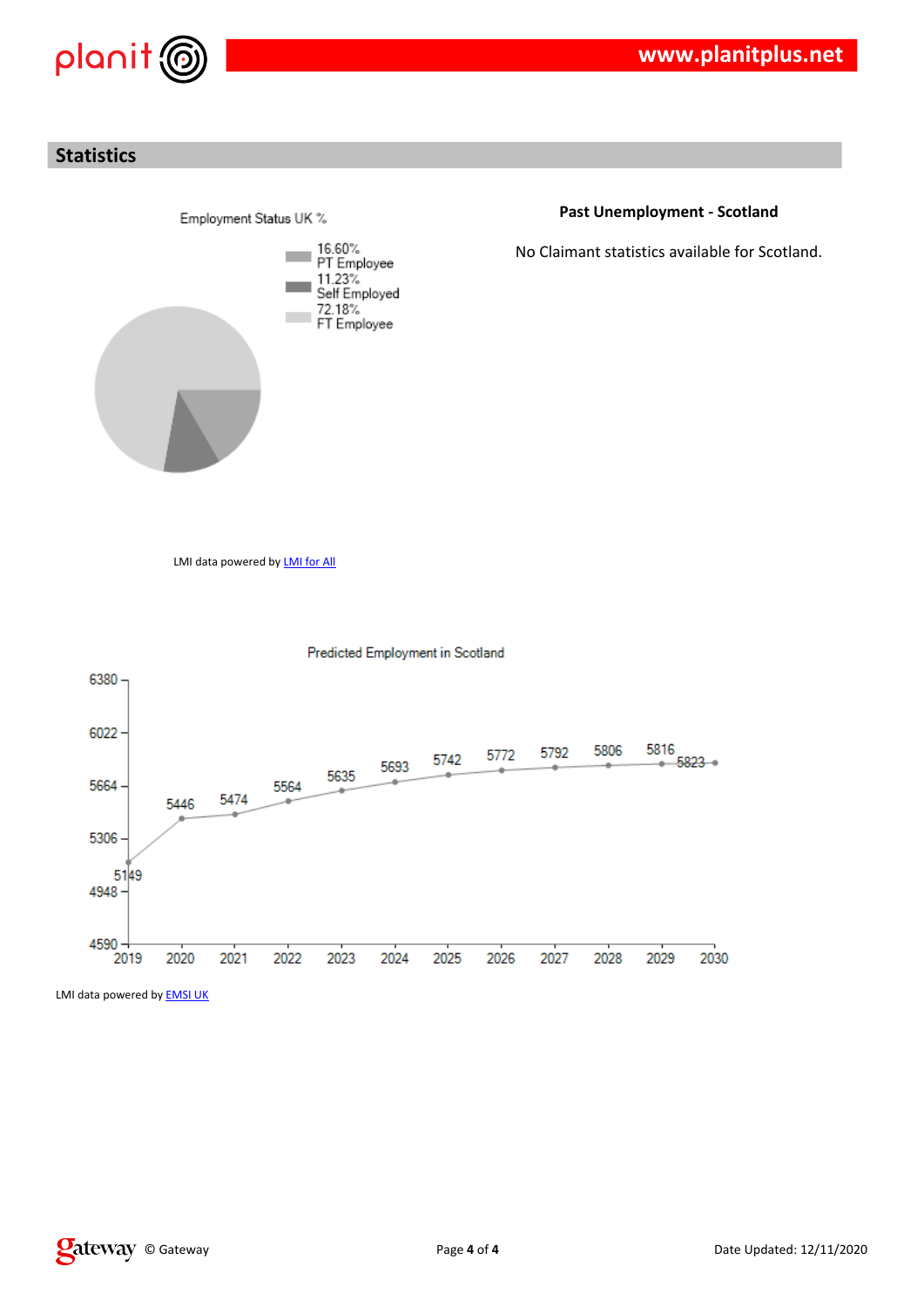## Statistics

Employment Status UK %

16.60%
PT Employee
11.23%
Self Employed
72.18%
FT Employee

LMI data powered by [LMI for All]

**Past Unemployment - Scotland**

No Claimant statistics available for Scotland.

Predicted Employment in Scotland

6380
6022
5664
5306
4948
4590

5149
5446
5474
5564
5635
5693
5742
5772
5792
5806
5816
5823

2019
2020
2021
2022
2023
2024
2025
2026
2027
2028
2029
2030

LMI data powered by [EMSI UK]